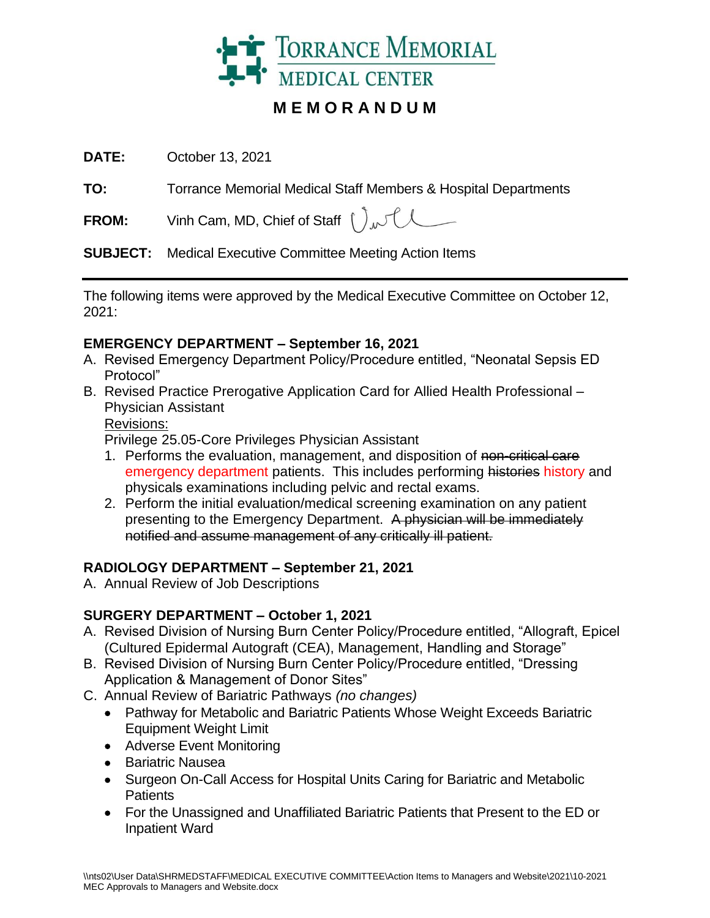# Torrance Memorial Medical Center

## MEMORANDUM

**DATE:** October 13, 2021

**TO:** Torrance Memorial Medical Staff Members & Hospital Departments

**FROM:** Vinh Cam, MD, Chief of Staff

**SUBJECT:** Medical Executive Committee Meeting Action Items

---

The following items were approved by the Medical Executive Committee on October 12, 2021:

### EMERGENCY DEPARTMENT – September 16, 2021

A. Revised Emergency Department Policy/Procedure entitled, "Neonatal Sepsis ED Protocol"

B. Revised Practice Prerogative Application Card for Allied Health Professional – Physician Assistant

Revisions:

Privilege 25.05-Core Privileges Physician Assistant

1. Performs the evaluation, management, and disposition of ~~non-critical care~~ emergency department patients. This includes performing ~~histories~~ history and physical~~s~~ examinations including pelvic and rectal exams.
2. Perform the initial evaluation/medical screening examination on any patient presenting to the Emergency Department. ~~A physician will be immediately notified and assume management of any critically ill patient.~~

### RADIOLOGY DEPARTMENT – September 21, 2021

A. Annual Review of Job Descriptions

### SURGERY DEPARTMENT – October 1, 2021

A. Revised Division of Nursing Burn Center Policy/Procedure entitled, "Allograft, Epicel (Cultured Epidermal Autograft (CEA), Management, Handling and Storage"

B. Revised Division of Nursing Burn Center Policy/Procedure entitled, "Dressing Application & Management of Donor Sites"

C. Annual Review of Bariatric Pathways *(no changes)*

- Pathway for Metabolic and Bariatric Patients Whose Weight Exceeds Bariatric Equipment Weight Limit
- Adverse Event Monitoring
- Bariatric Nausea
- Surgeon On-Call Access for Hospital Units Caring for Bariatric and Metabolic Patients
- For the Unassigned and Unaffiliated Bariatric Patients that Present to the ED or Inpatient Ward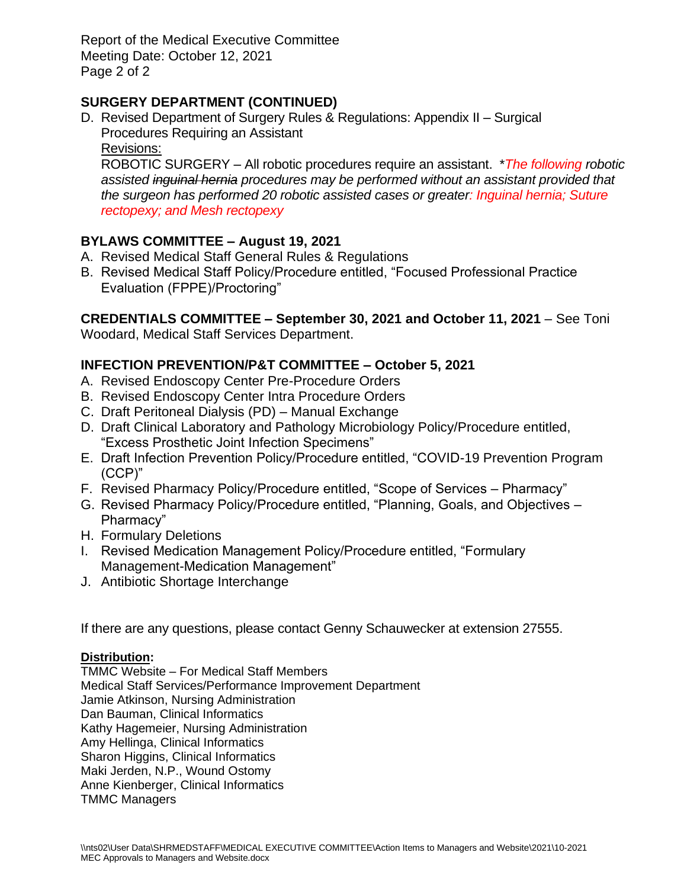## SURGERY DEPARTMENT (CONTINUED)

D. Revised Department of Surgery Rules & Regulations: Appendix II – Surgical Procedures Requiring an Assistant
   Revisions:
   ROBOTIC SURGERY – All robotic procedures require an assistant. *The following robotic assisted ~~inguinal hernia~~ procedures may be performed without an assistant provided that the surgeon has performed 20 robotic assisted cases or greater: Inguinal hernia; Suture rectopexy; and Mesh rectopexy

## BYLAWS COMMITTEE – August 19, 2021

A. Revised Medical Staff General Rules & Regulations
B. Revised Medical Staff Policy/Procedure entitled, "Focused Professional Practice Evaluation (FPPE)/Proctoring"

**CREDENTIALS COMMITTEE – September 30, 2021 and October 11, 2021** – See Toni Woodard, Medical Staff Services Department.

## INFECTION PREVENTION/P&T COMMITTEE – October 5, 2021

A. Revised Endoscopy Center Pre-Procedure Orders
B. Revised Endoscopy Center Intra Procedure Orders
C. Draft Peritoneal Dialysis (PD) – Manual Exchange
D. Draft Clinical Laboratory and Pathology Microbiology Policy/Procedure entitled, "Excess Prosthetic Joint Infection Specimens"
E. Draft Infection Prevention Policy/Procedure entitled, "COVID-19 Prevention Program (CCP)"
F. Revised Pharmacy Policy/Procedure entitled, "Scope of Services – Pharmacy"
G. Revised Pharmacy Policy/Procedure entitled, "Planning, Goals, and Objectives – Pharmacy"
H. Formulary Deletions
I. Revised Medication Management Policy/Procedure entitled, "Formulary Management-Medication Management"
J. Antibiotic Shortage Interchange

If there are any questions, please contact Genny Schauwecker at extension 27555.

**Distribution:**
TMMC Website – For Medical Staff Members
Medical Staff Services/Performance Improvement Department
Jamie Atkinson, Nursing Administration
Dan Bauman, Clinical Informatics
Kathy Hagemeier, Nursing Administration
Amy Hellinga, Clinical Informatics
Sharon Higgins, Clinical Informatics
Maki Jerden, N.P., Wound Ostomy
Anne Kienberger, Clinical Informatics
TMMC Managers

\\nts02\User Data\SHRMEDSTAFF\MEDICAL EXECUTIVE COMMITTEE\Action Items to Managers and Website\2021\10-2021 MEC Approvals to Managers and Website.docx